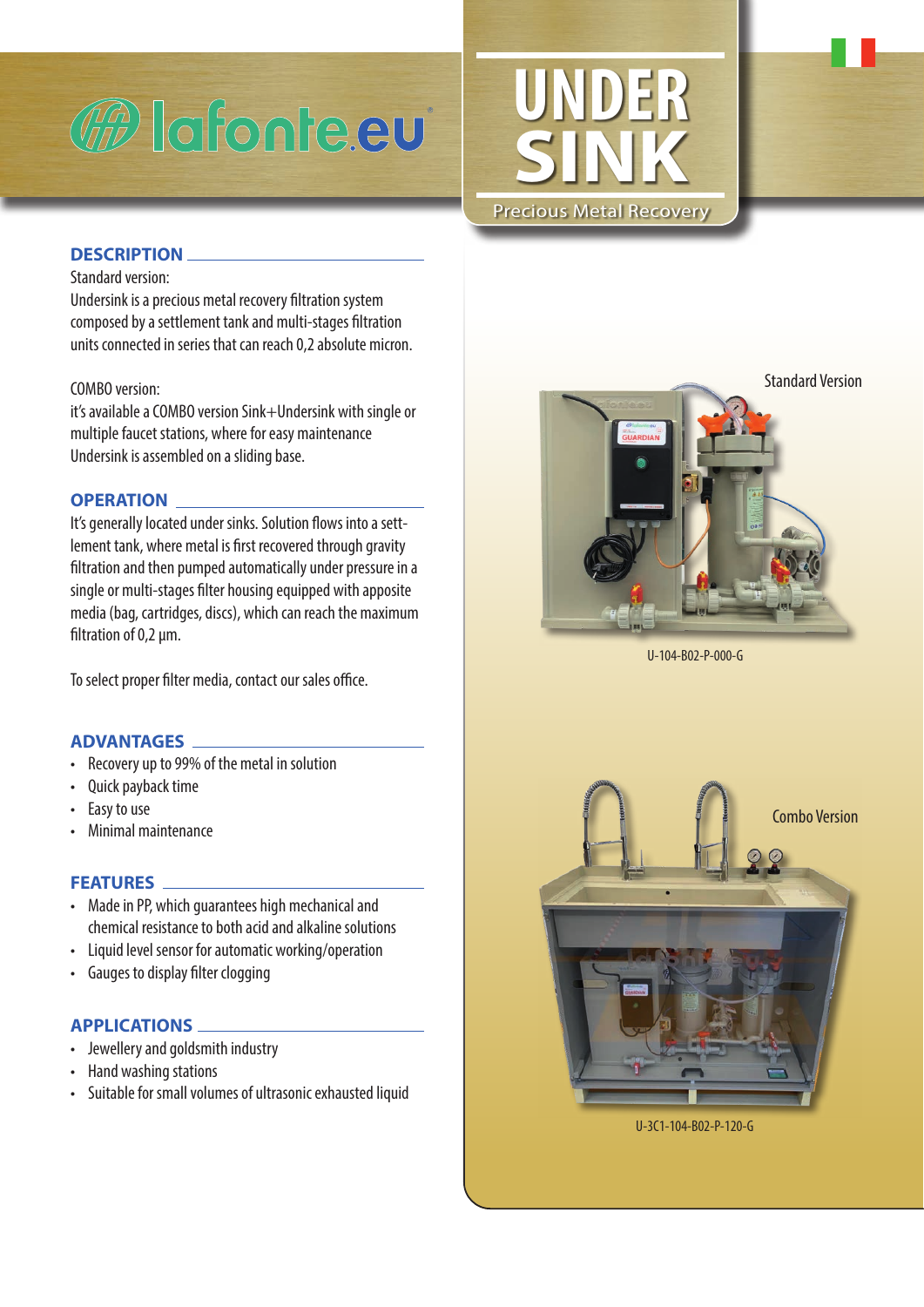# UNDER SINK

Precious Metal Recovery

## DESCRIPTION

Standard version:

Undersink is a precious metal recovery filtration system composed by a settlement tank and multi-stages filtration units connected in series that can reach 0,2 absolute micron.

COMBO version:

it's available a COMBO version Sink+Undersink with single or multiple faucet stations, where for easy maintenance Undersink is assembled on a sliding base.

## OPERATION

It's generally located under sinks. Solution flows into a settlement tank, where metal is first recovered through gravity filtration and then pumped automatically under pressure in a single or multi-stages filter housing equipped with appropriate media (bag, cartridges, discs), which can reach the maximum filtration of 0,2 µm.

To select proper filter media, contact our sales office.

## ADVANTAGES

- Recovery up to 99% of the metal in solution
- Quick payback time
- Easy to use
- Minimal maintenance

## FEATURES

- Made in PP, which guarantees high mechanical and chemical resistance to both acid and alkaline solutions
- Liquid level sensor for automatic working/operation
- Gauges to display filter clogging

## APPLICATIONS

- Jewellery and goldsmith industry
- Hand washing stations
- Suitable for small volumes of ultrasonic exhausted liquid

Standard Version

U-104-B02-P-000-G

Combo Version

U-3C1-104-B02-P-120-G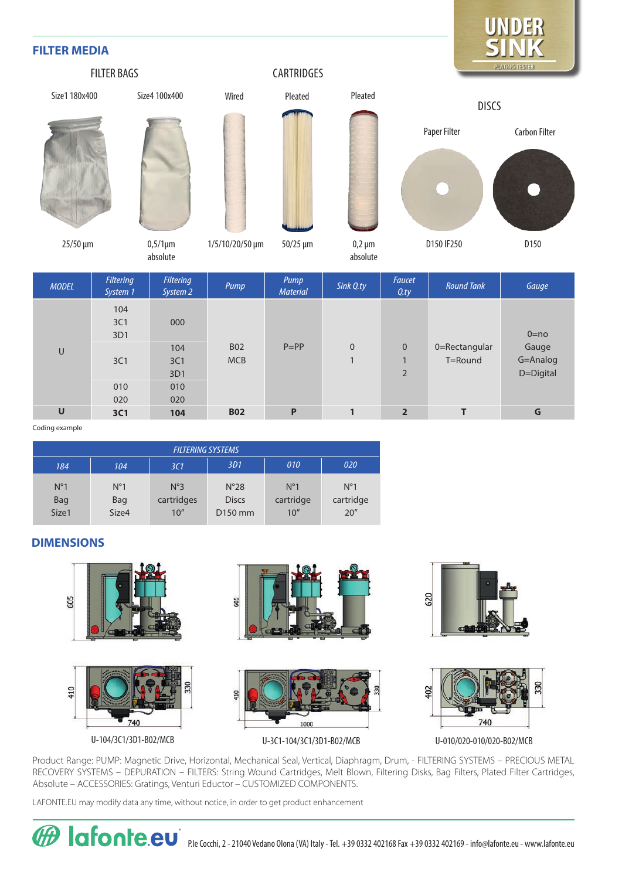## FILTER MEDIA

### FILTER BAGS

Size1 180x400 — 25/50 µm

Size4 100x400 — 0,5/1µm absolute

### CARTRIDGES

Wired — 1/5/10/20/50 µm

Pleated — 50/25 µm

Pleated — 0,2 µm absolute

### DISCS

Paper Filter — D150 IF250

Carbon Filter — D150

| MODEL | Filtering System 1 | Filtering System 2 | Pump | Pump Material | Sink Q.ty | Faucet Q.ty | Round Tank | Gauge |
|---|---|---|---|---|---|---|---|---|
| U | 104<br>3C1<br>3D1 | 000 | B02<br>MCB | P=PP | 0<br>1 | 0<br>1<br>2 | 0=Rectangular<br>T=Round | 0=no Gauge<br>G=Analog<br>D=Digital |
| | 3C1 | 104<br>3C1<br>3D1 | | | | | | |
| | 010<br>020 | 010<br>020 | | | | | | |
| **U** | **3C1** | **104** | **B02** | **P** | **1** | **2** | **T** | **G** |

Coding example

| FILTERING SYSTEMS | | | | | |
|---|---|---|---|---|---|
| 184 | 104 | 3C1 | 3D1 | 010 | 020 |
| N°1 Bag Size1 | N°1 Bag Size4 | N°3 cartridges 10" | N°28 Discs D150 mm | N°1 cartridge 10" | N°1 cartridge 20" |

## DIMENSIONS

605 — 410 — 330 — 740

U-104/3C1/3D1-B02/MCB

605 — 410 — 330 — 1000

U-3C1-104/3C1/3D1-B02/MCB

620 — 402 — 330 — 740

U-010/020-010/020-B02/MCB

Product Range: PUMP: Magnetic Drive, Horizontal, Mechanical Seal, Vertical, Diaphragm, Drum, - FILTERING SYSTEMS – PRECIOUS METAL RECOVERY SYSTEMS – DEPURATION – FILTERS: String Wound Cartridges, Melt Blown, Filtering Disks, Bag Filters, Plated Filter Cartridges, Absolute – ACCESSORIES: Gratings, Venturi Eductor – CUSTOMIZED COMPONENTS.

LAFONTE.EU may modify data any time, without notice, in order to get product enhancement

lafonte.eu P.le Cocchi, 2 - 21040 Vedano Olona (VA) Italy - Tel. +39 0332 402168 Fax +39 0332 402169 - info@lafonte.eu - www.lafonte.eu